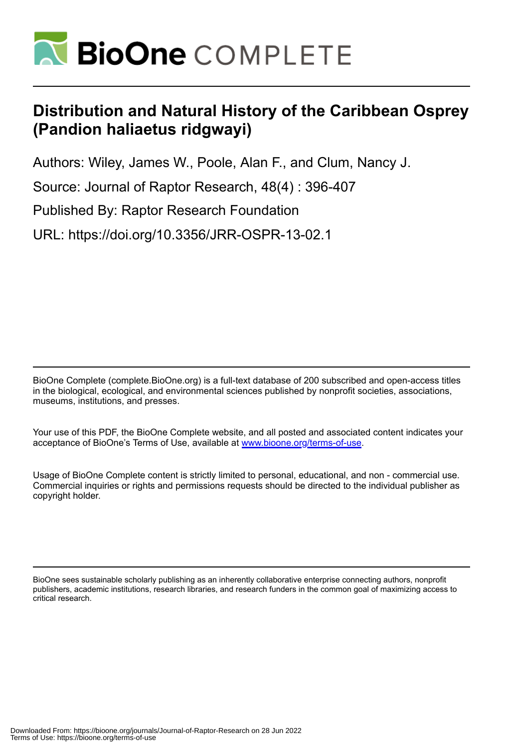# BioOne COMPLETE

# Distribution and Natural History of the Caribbean Osprey (Pandion haliaetus ridgwayi)

Authors: Wiley, James W., Poole, Alan F., and Clum, Nancy J.

Source: Journal of Raptor Research, 48(4) : 396-407

Published By: Raptor Research Foundation

URL: https://doi.org/10.3356/JRR-OSPR-13-02.1

BioOne Complete (complete.BioOne.org) is a full-text database of 200 subscribed and open-access titles in the biological, ecological, and environmental sciences published by nonprofit societies, associations, museums, institutions, and presses.

Your use of this PDF, the BioOne Complete website, and all posted and associated content indicates your acceptance of BioOne's Terms of Use, available at www.bioone.org/terms-of-use.

Usage of BioOne Complete content is strictly limited to personal, educational, and non - commercial use. Commercial inquiries or rights and permissions requests should be directed to the individual publisher as copyright holder.

BioOne sees sustainable scholarly publishing as an inherently collaborative enterprise connecting authors, nonprofit publishers, academic institutions, research libraries, and research funders in the common goal of maximizing access to critical research.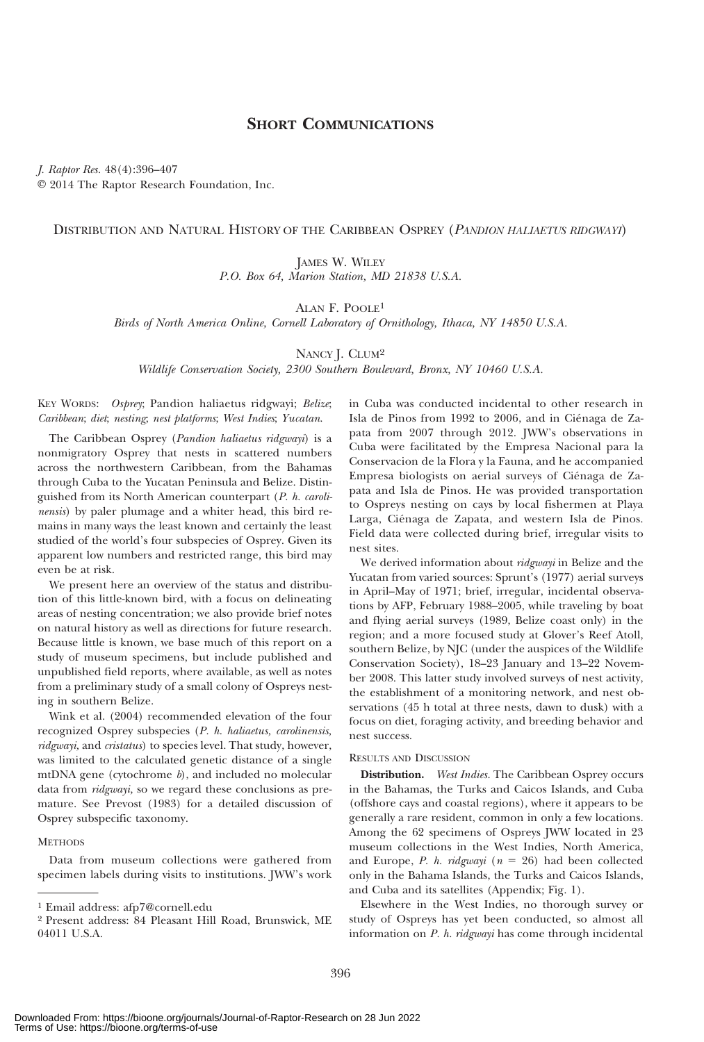## SHORT COMMUNICATIONS

*J. Raptor Res.* 48(4):396–407
© 2014 The Raptor Research Foundation, Inc.

### DISTRIBUTION AND NATURAL HISTORY OF THE CARIBBEAN OSPREY (*PANDION HALIAETUS RIDGWAYI*)

JAMES W. WILEY
*P.O. Box 64, Marion Station, MD 21838 U.S.A.*

ALAN F. POOLE[1]
*Birds of North America Online, Cornell Laboratory of Ornithology, Ithaca, NY 14850 U.S.A.*

NANCY J. CLUM[2]
*Wildlife Conservation Society, 2300 Southern Boulevard, Bronx, NY 10460 U.S.A.*

KEY WORDS: *Osprey*; Pandion haliaetus ridgwayi; *Belize*; *Caribbean*; *diet*; *nesting*; *nest platforms*; *West Indies*; *Yucatan*.

The Caribbean Osprey (*Pandion haliaetus ridgwayi*) is a nonmigratory Osprey that nests in scattered numbers across the northwestern Caribbean, from the Bahamas through Cuba to the Yucatan Peninsula and Belize. Distinguished from its North American counterpart (*P. h. carolinensis*) by paler plumage and a whiter head, this bird remains in many ways the least known and certainly the least studied of the world's four subspecies of Osprey. Given its apparent low numbers and restricted range, this bird may even be at risk.

We present here an overview of the status and distribution of this little-known bird, with a focus on delineating areas of nesting concentration; we also provide brief notes on natural history as well as directions for future research. Because little is known, we base much of this report on a study of museum specimens, but include published and unpublished field reports, where available, as well as notes from a preliminary study of a small colony of Ospreys nesting in southern Belize.

Wink et al. (2004) recommended elevation of the four recognized Osprey subspecies (*P. h. haliaetus, carolinensis, ridgwayi,* and *cristatus*) to species level. That study, however, was limited to the calculated genetic distance of a single mtDNA gene (cytochrome *b*), and included no molecular data from *ridgwayi,* so we regard these conclusions as premature. See Prevost (1983) for a detailed discussion of Osprey subspecific taxonomy.

#### METHODS

Data from museum collections were gathered from specimen labels during visits to institutions. JWW's work in Cuba was conducted incidental to other research in Isla de Pinos from 1992 to 2006, and in Ciénaga de Zapata from 2007 through 2012. JWW's observations in Cuba were facilitated by the Empresa Nacional para la Conservacion de la Flora y la Fauna, and he accompanied Empresa biologists on aerial surveys of Ciénaga de Zapata and Isla de Pinos. He was provided transportation to Ospreys nesting on cays by local fishermen at Playa Larga, Ciénaga de Zapata, and western Isla de Pinos. Field data were collected during brief, irregular visits to nest sites.

We derived information about *ridgwayi* in Belize and the Yucatan from varied sources: Sprunt's (1977) aerial surveys in April–May of 1971; brief, irregular, incidental observations by AFP, February 1988–2005, while traveling by boat and flying aerial surveys (1989, Belize coast only) in the region; and a more focused study at Glover's Reef Atoll, southern Belize, by NJC (under the auspices of the Wildlife Conservation Society), 18–23 January and 13–22 November 2008. This latter study involved surveys of nest activity, the establishment of a monitoring network, and nest observations (45 h total at three nests, dawn to dusk) with a focus on diet, foraging activity, and breeding behavior and nest success.

#### RESULTS AND DISCUSSION

**Distribution.** *West Indies.* The Caribbean Osprey occurs in the Bahamas, the Turks and Caicos Islands, and Cuba (offshore cays and coastal regions), where it appears to be generally a rare resident, common in only a few locations. Among the 62 specimens of Ospreys JWW located in 23 museum collections in the West Indies, North America, and Europe, *P. h. ridgwayi* ($n$ = 26) had been collected only in the Bahama Islands, the Turks and Caicos Islands, and Cuba and its satellites (Appendix; Fig. 1).

Elsewhere in the West Indies, no thorough survey or study of Ospreys has yet been conducted, so almost all information on *P. h. ridgwayi* has come through incidental

---

[1] Email address: afp7@cornell.edu

[2] Present address: 84 Pleasant Hill Road, Brunswick, ME 04011 U.S.A.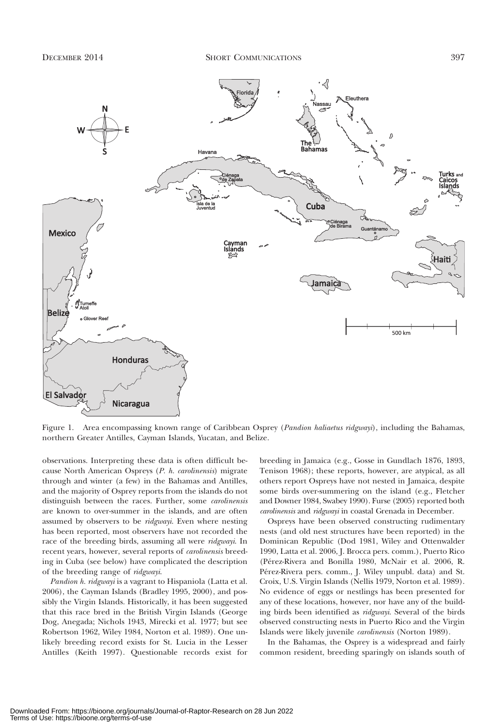Figure 1. Area encompassing known range of Caribbean Osprey (*Pandion haliaetus ridgwayi*), including the Bahamas, northern Greater Antilles, Cayman Islands, Yucatan, and Belize.

observations. Interpreting these data is often difficult because North American Ospreys (*P. h. carolinensis*) migrate through and winter (a few) in the Bahamas and Antilles, and the majority of Osprey reports from the islands do not distinguish between the races. Further, some *carolinensis* are known to over-summer in the islands, and are often assumed by observers to be *ridgwayi*. Even where nesting has been reported, most observers have not recorded the race of the breeding birds, assuming all were *ridgwayi*. In recent years, however, several reports of *carolinensis* breeding in Cuba (see below) have complicated the description of the breeding range of *ridgwayi*.

*Pandion h. ridgwayi* is a vagrant to Hispaniola (Latta et al. 2006), the Cayman Islands (Bradley 1995, 2000), and possibly the Virgin Islands. Historically, it has been suggested that this race bred in the British Virgin Islands (George Dog, Anegada; Nichols 1943, Mirecki et al. 1977; but see Robertson 1962, Wiley 1984, Norton et al. 1989). One unlikely breeding record exists for St. Lucia in the Lesser Antilles (Keith 1997). Questionable records exist for breeding in Jamaica (e.g., Gosse in Gundlach 1876, 1893, Tenison 1968); these reports, however, are atypical, as all others report Ospreys have not nested in Jamaica, despite some birds over-summering on the island (e.g., Fletcher and Downer 1984, Swabey 1990). Furse (2005) reported both *carolinensis* and *ridgwayi* in coastal Grenada in December.

Ospreys have been observed constructing rudimentary nests (and old nest structures have been reported) in the Dominican Republic (Dod 1981, Wiley and Ottenwalder 1990, Latta et al. 2006, J. Brocca pers. comm.), Puerto Rico (Pérez-Rivera and Bonilla 1980, McNair et al. 2006, R. Pérez-Rivera pers. comm., J. Wiley unpubl. data) and St. Croix, U.S. Virgin Islands (Nellis 1979, Norton et al. 1989). No evidence of eggs or nestlings has been presented for any of these locations, however, nor have any of the building birds been identified as *ridgwayi*. Several of the birds observed constructing nests in Puerto Rico and the Virgin Islands were likely juvenile *carolinensis* (Norton 1989).

In the Bahamas, the Osprey is a widespread and fairly common resident, breeding sparingly on islands south of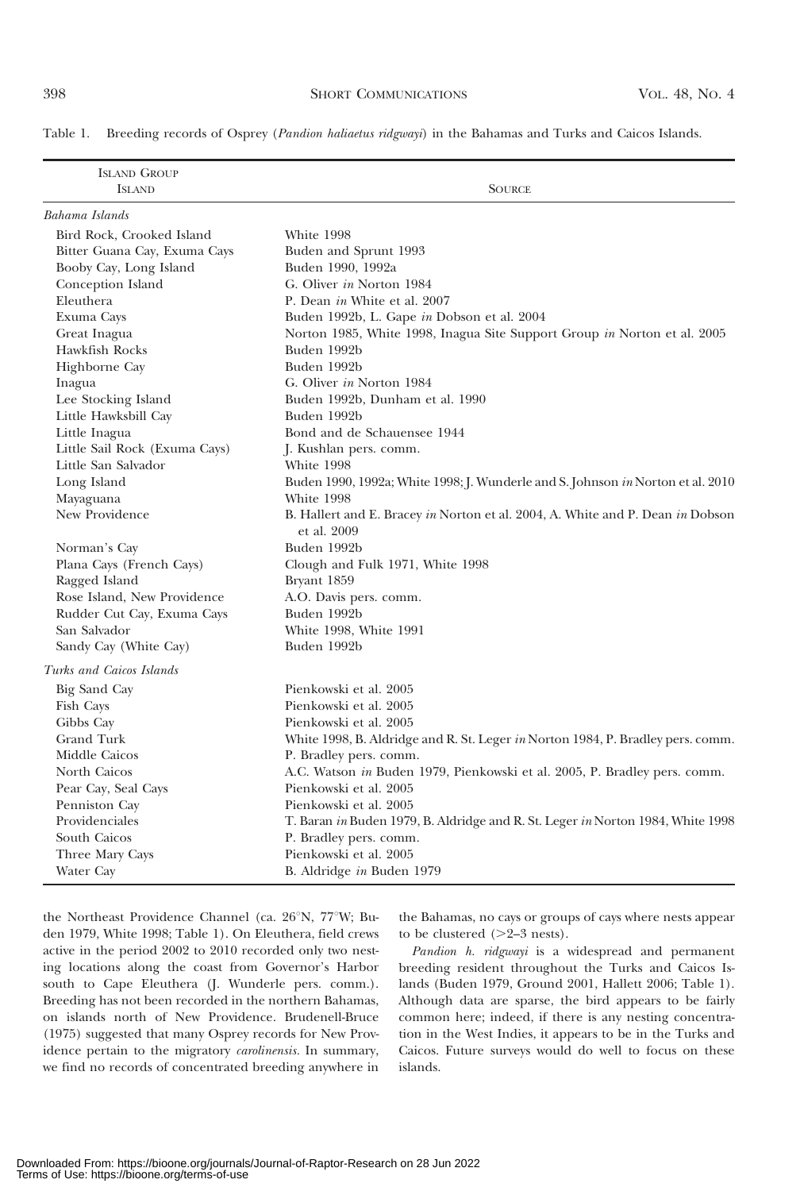Table 1. Breeding records of Osprey (*Pandion haliaetus ridgwayi*) in the Bahamas and Turks and Caicos Islands.

| Island Group / Island | Source |
|---|---|
| *Bahama Islands* | |
| Bird Rock, Crooked Island | White 1998 |
| Bitter Guana Cay, Exuma Cays | Buden and Sprunt 1993 |
| Booby Cay, Long Island | Buden 1990, 1992a |
| Conception Island | G. Oliver *in* Norton 1984 |
| Eleuthera | P. Dean *in* White et al. 2007 |
| Exuma Cays | Buden 1992b, L. Gape *in* Dobson et al. 2004 |
| Great Inagua | Norton 1985, White 1998, Inagua Site Support Group *in* Norton et al. 2005 |
| Hawkfish Rocks | Buden 1992b |
| Highborne Cay | Buden 1992b |
| Inagua | G. Oliver *in* Norton 1984 |
| Lee Stocking Island | Buden 1992b, Dunham et al. 1990 |
| Little Hawksbill Cay | Buden 1992b |
| Little Inagua | Bond and de Schauensee 1944 |
| Little Sail Rock (Exuma Cays) | J. Kushlan pers. comm. |
| Little San Salvador | White 1998 |
| Long Island | Buden 1990, 1992a; White 1998; J. Wunderle and S. Johnson *in* Norton et al. 2010 |
| Mayaguana | White 1998 |
| New Providence | B. Hallert and E. Bracey *in* Norton et al. 2004, A. White and P. Dean *in* Dobson et al. 2009 |
| Norman's Cay | Buden 1992b |
| Plana Cays (French Cays) | Clough and Fulk 1971, White 1998 |
| Ragged Island | Bryant 1859 |
| Rose Island, New Providence | A.O. Davis pers. comm. |
| Rudder Cut Cay, Exuma Cays | Buden 1992b |
| San Salvador | White 1998, White 1991 |
| Sandy Cay (White Cay) | Buden 1992b |
| *Turks and Caicos Islands* | |
| Big Sand Cay | Pienkowski et al. 2005 |
| Fish Cays | Pienkowski et al. 2005 |
| Gibbs Cay | Pienkowski et al. 2005 |
| Grand Turk | White 1998, B. Aldridge and R. St. Leger *in* Norton 1984, P. Bradley pers. comm. |
| Middle Caicos | P. Bradley pers. comm. |
| North Caicos | A.C. Watson *in* Buden 1979, Pienkowski et al. 2005, P. Bradley pers. comm. |
| Pear Cay, Seal Cays | Pienkowski et al. 2005 |
| Penniston Cay | Pienkowski et al. 2005 |
| Providenciales | T. Baran *in* Buden 1979, B. Aldridge and R. St. Leger *in* Norton 1984, White 1998 |
| South Caicos | P. Bradley pers. comm. |
| Three Mary Cays | Pienkowski et al. 2005 |
| Water Cay | B. Aldridge *in* Buden 1979 |

the Northeast Providence Channel (ca. 26°N, 77°W; Buden 1979, White 1998; Table 1). On Eleuthera, field crews active in the period 2002 to 2010 recorded only two nesting locations along the coast from Governor's Harbor south to Cape Eleuthera (J. Wunderle pers. comm.). Breeding has not been recorded in the northern Bahamas, on islands north of New Providence. Brudenell-Bruce (1975) suggested that many Osprey records for New Providence pertain to the migratory *carolinensis*. In summary, we find no records of concentrated breeding anywhere in the Bahamas, no cays or groups of cays where nests appear to be clustered (>2–3 nests).

*Pandion h. ridgwayi* is a widespread and permanent breeding resident throughout the Turks and Caicos Islands (Buden 1979, Ground 2001, Hallett 2006; Table 1). Although data are sparse, the bird appears to be fairly common here; indeed, if there is any nesting concentration in the West Indies, it appears to be in the Turks and Caicos. Future surveys would do well to focus on these islands.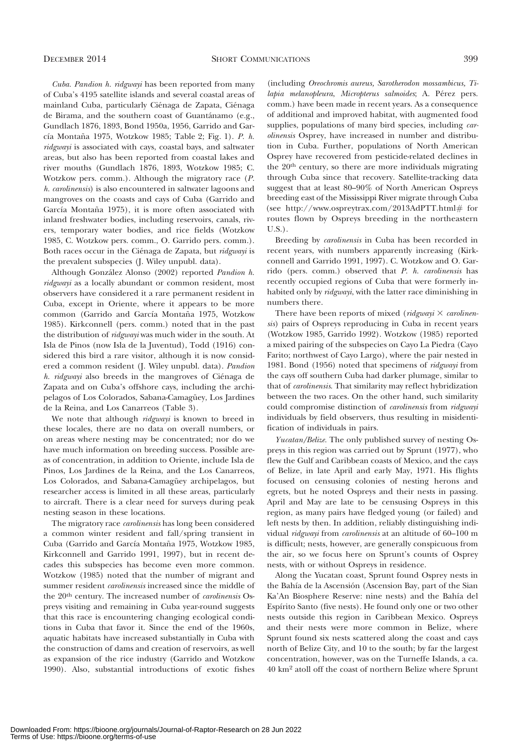*Cuba*. *Pandion h. ridgwayi* has been reported from many of Cuba's 4195 satellite islands and several coastal areas of mainland Cuba, particularly Ciénaga de Zapata, Ciénaga de Birama, and the southern coast of Guantánamo (e.g., Gundlach 1876, 1893, Bond 1950a, 1956, Garrido and García Montaña 1975, Wotzkow 1985; Table 2; Fig. 1). *P. h. ridgwayi* is associated with cays, coastal bays, and saltwater areas, but also has been reported from coastal lakes and river mouths (Gundlach 1876, 1893, Wotzkow 1985; C. Wotzkow pers. comm.). Although the migratory race (*P. h. carolinensis*) is also encountered in saltwater lagoons and mangroves on the coasts and cays of Cuba (Garrido and García Montaña 1975), it is more often associated with inland freshwater bodies, including reservoirs, canals, rivers, temporary water bodies, and rice fields (Wotzkow 1985, C. Wotzkow pers. comm., O. Garrido pers. comm.). Both races occur in the Ciénaga de Zapata, but *ridgwayi* is the prevalent subspecies (J. Wiley unpubl. data).

Although González Alonso (2002) reported *Pandion h. ridgwayi* as a locally abundant or common resident, most observers have considered it a rare permanent resident in Cuba, except in Oriente, where it appears to be more common (Garrido and García Montaña 1975, Wotzkow 1985). Kirkconnell (pers. comm.) noted that in the past the distribution of *ridgwayi* was much wider in the south. At Isla de Pinos (now Isla de la Juventud), Todd (1916) considered this bird a rare visitor, although it is now considered a common resident (J. Wiley unpubl. data). *Pandion h. ridgwayi* also breeds in the mangroves of Ciénaga de Zapata and on Cuba's offshore cays, including the archipelagos of Los Colorados, Sabana-Camagüey, Los Jardines de la Reina, and Los Canarreos (Table 3).

We note that although *ridgwayi* is known to breed in these locales, there are no data on overall numbers, or on areas where nesting may be concentrated; nor do we have much information on breeding success. Possible areas of concentration, in addition to Oriente, include Isla de Pinos, Los Jardines de la Reina, and the Los Canarreos, Los Colorados, and Sabana-Camagüey archipelagos, but researcher access is limited in all these areas, particularly to aircraft. There is a clear need for surveys during peak nesting season in these locations.

The migratory race *carolinensis* has long been considered a common winter resident and fall/spring transient in Cuba (Garrido and García Montaña 1975, Wotzkow 1985, Kirkconnell and Garrido 1991, 1997), but in recent decades this subspecies has become even more common. Wotzkow (1985) noted that the number of migrant and summer resident *carolinensis* increased since the middle of the 20th century. The increased number of *carolinensis* Ospreys visiting and remaining in Cuba year-round suggests that this race is encountering changing ecological conditions in Cuba that favor it. Since the end of the 1960s, aquatic habitats have increased substantially in Cuba with the construction of dams and creation of reservoirs, as well as expansion of the rice industry (Garrido and Wotzkow 1990). Also, substantial introductions of exotic fishes (including *Oreochromis aureus, Sarotherodon mossambicus, Tilapia melanopleura, Micropterus salmoides*; A. Pérez pers. comm.) have been made in recent years. As a consequence of additional and improved habitat, with augmented food supplies, populations of many bird species, including *carolinensis* Osprey, have increased in number and distribution in Cuba. Further, populations of North American Osprey have recovered from pesticide-related declines in the 20th century, so there are more individuals migrating through Cuba since that recovery. Satellite-tracking data suggest that at least 80–90% of North American Ospreys breeding east of the Mississippi River migrate through Cuba (see http://www.ospreytrax.com/2013AdPTT.html# for routes flown by Ospreys breeding in the northeastern U.S.).

Breeding by *carolinensis* in Cuba has been recorded in recent years, with numbers apparently increasing (Kirkconnell and Garrido 1991, 1997). C. Wotzkow and O. Garrido (pers. comm.) observed that *P. h. carolinensis* has recently occupied regions of Cuba that were formerly inhabited only by *ridgwayi*, with the latter race diminishing in numbers there.

There have been reports of mixed (*ridgwayi* × *carolinensis*) pairs of Ospreys reproducing in Cuba in recent years (Wotzkow 1985, Garrido 1992). Wotzkow (1985) reported a mixed pairing of the subspecies on Cayo La Piedra (Cayo Farito; northwest of Cayo Largo), where the pair nested in 1981. Bond (1956) noted that specimens of *ridgwayi* from the cays off southern Cuba had darker plumage, similar to that of *carolinensis*. That similarity may reflect hybridization between the two races. On the other hand, such similarity could compromise distinction of *carolinensis* from *ridgwayi* individuals by field observers, thus resulting in misidentification of individuals in pairs.

*Yucatan/Belize*. The only published survey of nesting Ospreys in this region was carried out by Sprunt (1977), who flew the Gulf and Caribbean coasts of Mexico, and the cays of Belize, in late April and early May, 1971. His flights focused on censusing colonies of nesting herons and egrets, but he noted Ospreys and their nests in passing. April and May are late to be censusing Ospreys in this region, as many pairs have fledged young (or failed) and left nests by then. In addition, reliably distinguishing individual *ridgwayi* from *carolinensis* at an altitude of 60–100 m is difficult; nests, however, are generally conspicuous from the air, so we focus here on Sprunt's counts of Osprey nests, with or without Ospreys in residence.

Along the Yucatan coast, Sprunt found Osprey nests in the Bahía de la Ascensión (Ascension Bay, part of the Sian Ka'An Biosphere Reserve: nine nests) and the Bahía del Espírito Santo (five nests). He found only one or two other nests outside this region in Caribbean Mexico. Ospreys and their nests were more common in Belize, where Sprunt found six nests scattered along the coast and cays north of Belize City, and 10 to the south; by far the largest concentration, however, was on the Turneffe Islands, a ca. 40 km$^2$ atoll off the coast of northern Belize where Sprunt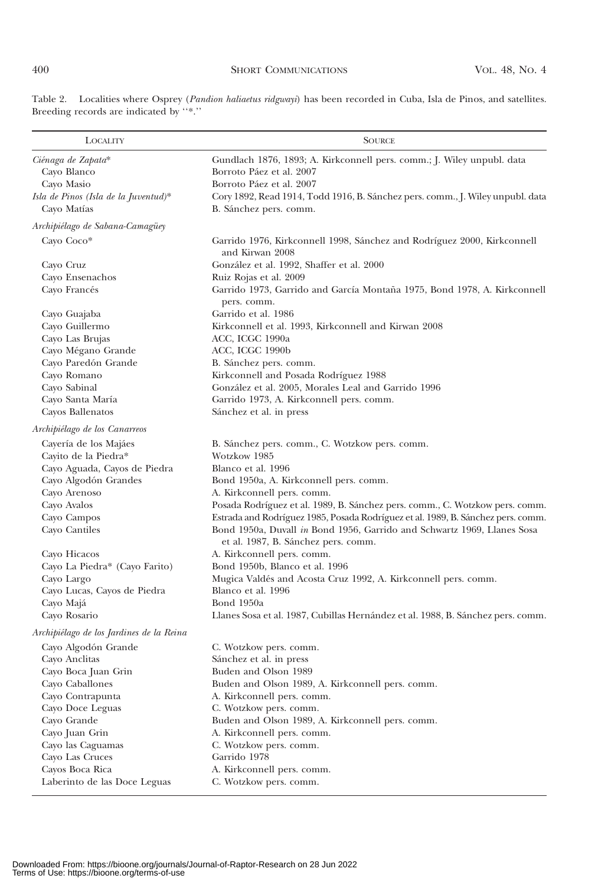Table 2. Localities where Osprey (*Pandion haliaetus ridgwayi*) has been recorded in Cuba, Isla de Pinos, and satellites. Breeding records are indicated by "*."

| Locality | Source |
|---|---|
| *Ciénaga de Zapata** | Gundlach 1876, 1893; A. Kirkconnell pers. comm.; J. Wiley unpubl. data |
| Cayo Blanco | Borroto Páez et al. 2007 |
| Cayo Masio | Borroto Páez et al. 2007 |
| *Isla de Pinos (Isla de la Juventud)** | Cory 1892, Read 1914, Todd 1916, B. Sánchez pers. comm., J. Wiley unpubl. data |
| Cayo Matías | B. Sánchez pers. comm. |
| *Archipiélago de Sabana-Camagüey* | |
| Cayo Coco* | Garrido 1976, Kirkconnell 1998, Sánchez and Rodríguez 2000, Kirkconnell and Kirwan 2008 |
| Cayo Cruz | González et al. 1992, Shaffer et al. 2000 |
| Cayo Ensenachos | Ruiz Rojas et al. 2009 |
| Cayo Francés | Garrido 1973, Garrido and García Montaña 1975, Bond 1978, A. Kirkconnell pers. comm. |
| Cayo Guajaba | Garrido et al. 1986 |
| Cayo Guillermo | Kirkconnell et al. 1993, Kirkconnell and Kirwan 2008 |
| Cayo Las Brujas | ACC, ICGC 1990a |
| Cayo Mégano Grande | ACC, ICGC 1990b |
| Cayo Paredón Grande | B. Sánchez pers. comm. |
| Cayo Romano | Kirkconnell and Posada Rodríguez 1988 |
| Cayo Sabinal | González et al. 2005, Morales Leal and Garrido 1996 |
| Cayo Santa María | Garrido 1973, A. Kirkconnell pers. comm. |
| Cayos Ballenatos | Sánchez et al. in press |
| *Archipiélago de los Canarreos* | |
| Cayería de los Majáes | B. Sánchez pers. comm., C. Wotzkow pers. comm. |
| Cayito de la Piedra* | Wotzkow 1985 |
| Cayo Aguada, Cayos de Piedra | Blanco et al. 1996 |
| Cayo Algodón Grandes | Bond 1950a, A. Kirkconnell pers. comm. |
| Cayo Arenoso | A. Kirkconnell pers. comm. |
| Cayo Avalos | Posada Rodríguez et al. 1989, B. Sánchez pers. comm., C. Wotzkow pers. comm. |
| Cayo Campos | Estrada and Rodríguez 1985, Posada Rodríguez et al. 1989, B. Sánchez pers. comm. |
| Cayo Cantiles | Bond 1950a, Duvall *in* Bond 1956, Garrido and Schwartz 1969, Llanes Sosa et al. 1987, B. Sánchez pers. comm. |
| Cayo Hicacos | A. Kirkconnell pers. comm. |
| Cayo La Piedra* (Cayo Farito) | Bond 1950b, Blanco et al. 1996 |
| Cayo Largo | Mugica Valdés and Acosta Cruz 1992, A. Kirkconnell pers. comm. |
| Cayo Lucas, Cayos de Piedra | Blanco et al. 1996 |
| Cayo Majá | Bond 1950a |
| Cayo Rosario | Llanes Sosa et al. 1987, Cubillas Hernández et al. 1988, B. Sánchez pers. comm. |
| *Archipiélago de los Jardines de la Reina* | |
| Cayo Algodón Grande | C. Wotzkow pers. comm. |
| Cayo Anclitas | Sánchez et al. in press |
| Cayo Boca Juan Grin | Buden and Olson 1989 |
| Cayo Caballones | Buden and Olson 1989, A. Kirkconnell pers. comm. |
| Cayo Contrapunta | A. Kirkconnell pers. comm. |
| Cayo Doce Leguas | C. Wotzkow pers. comm. |
| Cayo Grande | Buden and Olson 1989, A. Kirkconnell pers. comm. |
| Cayo Juan Grin | A. Kirkconnell pers. comm. |
| Cayo las Caguamas | C. Wotzkow pers. comm. |
| Cayo Las Cruces | Garrido 1978 |
| Cayos Boca Rica | A. Kirkconnell pers. comm. |
| Laberinto de las Doce Leguas | C. Wotzkow pers. comm. |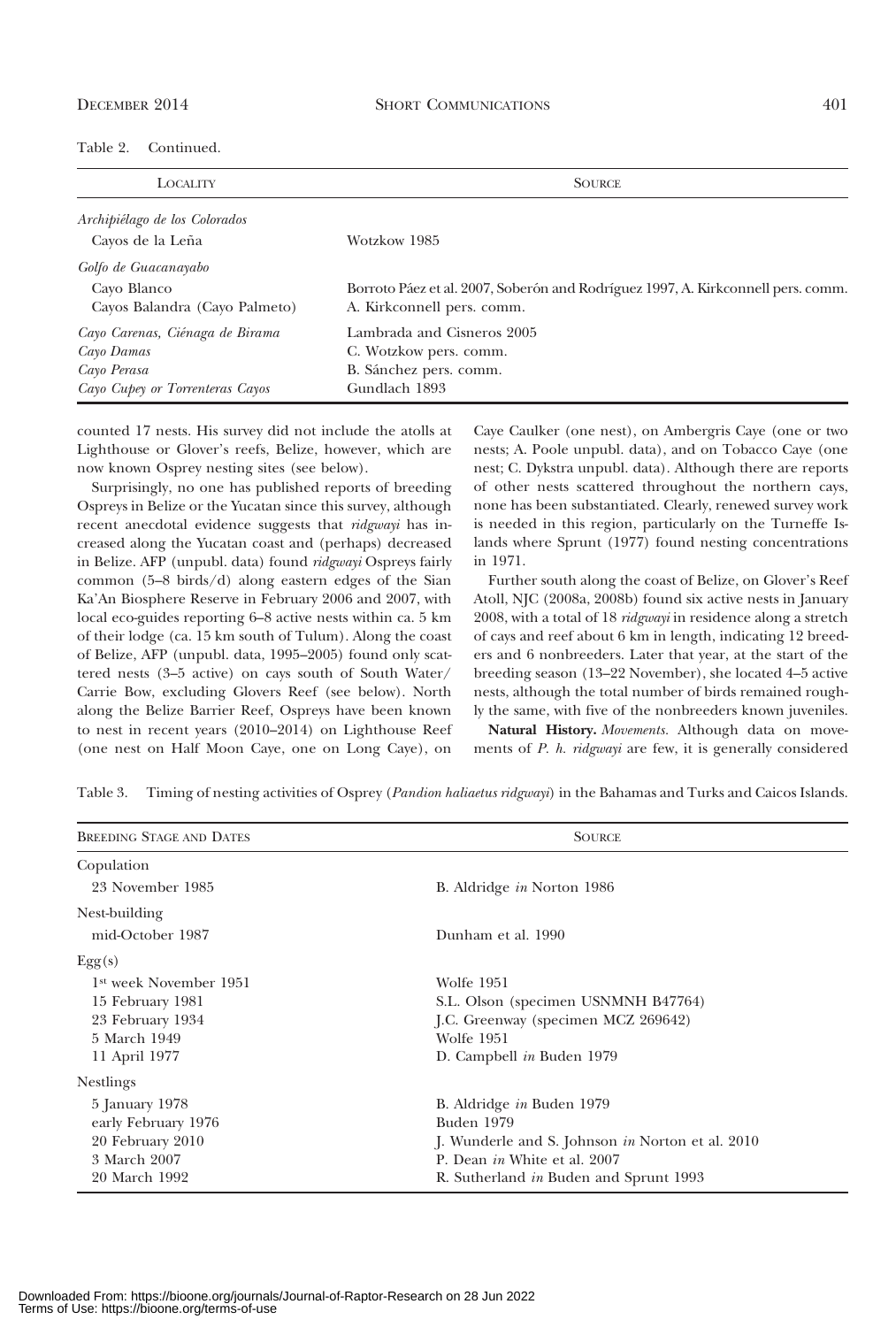Table 2. Continued.

| Locality | Source |
|---|---|
| *Archipiélago de los Colorados* | |
| Cayos de la Leña | Wotzkow 1985 |
| *Golfo de Guacanayabo* | |
| Cayo Blanco | Borroto Páez et al. 2007, Soberón and Rodríguez 1997, A. Kirkconnell pers. comm. |
| Cayos Balandra (Cayo Palmeto) | A. Kirkconnell pers. comm. |
| *Cayo Carenas, Ciénaga de Birama* | Lambrada and Cisneros 2005 |
| *Cayo Damas* | C. Wotzkow pers. comm. |
| *Cayo Perasa* | B. Sánchez pers. comm. |
| *Cayo Cupey or Torrenteras Cayos* | Gundlach 1893 |

counted 17 nests. His survey did not include the atolls at Lighthouse or Glover's reefs, Belize, however, which are now known Osprey nesting sites (see below).

Surprisingly, no one has published reports of breeding Ospreys in Belize or the Yucatan since this survey, although recent anecdotal evidence suggests that *ridgwayi* has increased along the Yucatan coast and (perhaps) decreased in Belize. AFP (unpubl. data) found *ridgwayi* Ospreys fairly common (5–8 birds/d) along eastern edges of the Sian Ka'An Biosphere Reserve in February 2006 and 2007, with local eco-guides reporting 6–8 active nests within ca. 5 km of their lodge (ca. 15 km south of Tulum). Along the coast of Belize, AFP (unpubl. data, 1995–2005) found only scattered nests (3–5 active) on cays south of South Water/Carrie Bow, excluding Glovers Reef (see below). North along the Belize Barrier Reef, Ospreys have been known to nest in recent years (2010–2014) on Lighthouse Reef (one nest on Half Moon Caye, one on Long Caye), on Caye Caulker (one nest), on Ambergris Caye (one or two nests; A. Poole unpubl. data), and on Tobacco Caye (one nest; C. Dykstra unpubl. data). Although there are reports of other nests scattered throughout the northern cays, none has been substantiated. Clearly, renewed survey work is needed in this region, particularly on the Turneffe Islands where Sprunt (1977) found nesting concentrations in 1971.

Further south along the coast of Belize, on Glover's Reef Atoll, NJC (2008a, 2008b) found six active nests in January 2008, with a total of 18 *ridgwayi* in residence along a stretch of cays and reef about 6 km in length, indicating 12 breeders and 6 nonbreeders. Later that year, at the start of the breeding season (13–22 November), she located 4–5 active nests, although the total number of birds remained roughly the same, with five of the nonbreeders known juveniles.

**Natural History.** *Movements.* Although data on movements of *P. h. ridgwayi* are few, it is generally considered

Table 3. Timing of nesting activities of Osprey (*Pandion haliaetus ridgwayi*) in the Bahamas and Turks and Caicos Islands.

| Breeding Stage and Dates | Source |
|---|---|
| Copulation | |
| 23 November 1985 | B. Aldridge *in* Norton 1986 |
| Nest-building | |
| mid-October 1987 | Dunham et al. 1990 |
| Egg(s) | |
| 1st week November 1951 | Wolfe 1951 |
| 15 February 1981 | S.L. Olson (specimen USNMNH B47764) |
| 23 February 1934 | J.C. Greenway (specimen MCZ 269642) |
| 5 March 1949 | Wolfe 1951 |
| 11 April 1977 | D. Campbell *in* Buden 1979 |
| Nestlings | |
| 5 January 1978 | B. Aldridge *in* Buden 1979 |
| early February 1976 | Buden 1979 |
| 20 February 2010 | J. Wunderle and S. Johnson *in* Norton et al. 2010 |
| 3 March 2007 | P. Dean *in* White et al. 2007 |
| 20 March 1992 | R. Sutherland *in* Buden and Sprunt 1993 |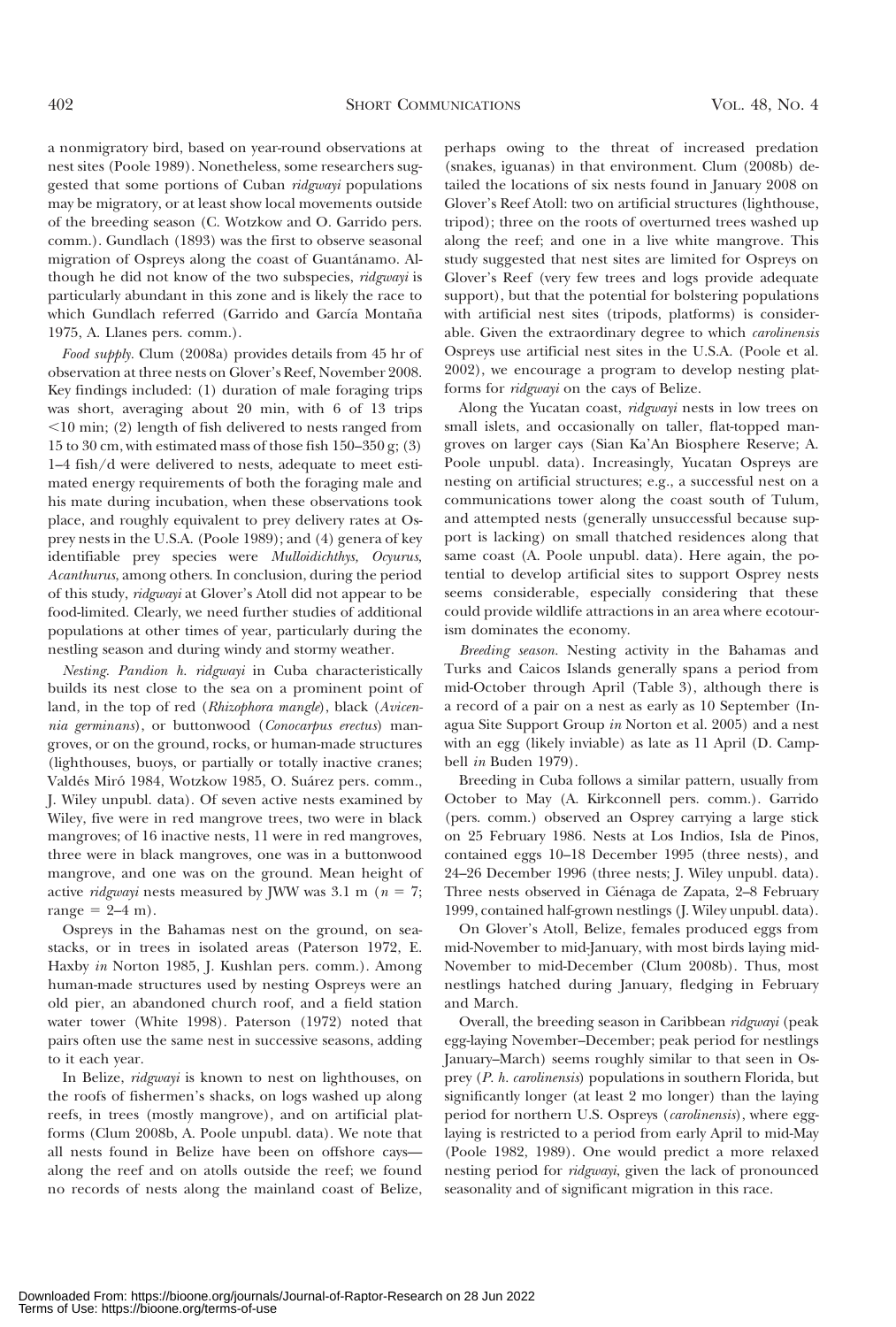a nonmigratory bird, based on year-round observations at nest sites (Poole 1989). Nonetheless, some researchers suggested that some portions of Cuban *ridgwayi* populations may be migratory, or at least show local movements outside of the breeding season (C. Wotzkow and O. Garrido pers. comm.). Gundlach (1893) was the first to observe seasonal migration of Ospreys along the coast of Guantánamo. Although he did not know of the two subspecies, *ridgwayi* is particularly abundant in this zone and is likely the race to which Gundlach referred (Garrido and García Montaña 1975, A. Llanes pers. comm.).

*Food supply.* Clum (2008a) provides details from 45 hr of observation at three nests on Glover's Reef, November 2008. Key findings included: (1) duration of male foraging trips was short, averaging about 20 min, with 6 of 13 trips <10 min; (2) length of fish delivered to nests ranged from 15 to 30 cm, with estimated mass of those fish 150–350 g; (3) 1–4 fish/d were delivered to nests, adequate to meet estimated energy requirements of both the foraging male and his mate during incubation, when these observations took place, and roughly equivalent to prey delivery rates at Osprey nests in the U.S.A. (Poole 1989); and (4) genera of key identifiable prey species were *Mulloidichthys, Ocyurus, Acanthurus*, among others. In conclusion, during the period of this study, *ridgwayi* at Glover's Atoll did not appear to be food-limited. Clearly, we need further studies of additional populations at other times of year, particularly during the nestling season and during windy and stormy weather.

*Nesting. Pandion h. ridgwayi* in Cuba characteristically builds its nest close to the sea on a prominent point of land, in the top of red (*Rhizophora mangle*), black (*Avicennia germinans*), or buttonwood (*Conocarpus erectus*) mangroves, or on the ground, rocks, or human-made structures (lighthouses, buoys, or partially or totally inactive cranes; Valdés Miró 1984, Wotzkow 1985, O. Suárez pers. comm., J. Wiley unpubl. data). Of seven active nests examined by Wiley, five were in red mangrove trees, two were in black mangroves; of 16 inactive nests, 11 were in red mangroves, three were in black mangroves, one was in a buttonwood mangrove, and one was on the ground. Mean height of active *ridgwayi* nests measured by JWW was 3.1 m ($n = 7$; range = 2–4 m).

Ospreys in the Bahamas nest on the ground, on seastacks, or in trees in isolated areas (Paterson 1972, E. Haxby *in* Norton 1985, J. Kushlan pers. comm.). Among human-made structures used by nesting Ospreys were an old pier, an abandoned church roof, and a field station water tower (White 1998). Paterson (1972) noted that pairs often use the same nest in successive seasons, adding to it each year.

In Belize, *ridgwayi* is known to nest on lighthouses, on the roofs of fishermen's shacks, on logs washed up along reefs, in trees (mostly mangrove), and on artificial platforms (Clum 2008b, A. Poole unpubl. data). We note that all nests found in Belize have been on offshore cays—along the reef and on atolls outside the reef; we found no records of nests along the mainland coast of Belize, perhaps owing to the threat of increased predation (snakes, iguanas) in that environment. Clum (2008b) detailed the locations of six nests found in January 2008 on Glover's Reef Atoll: two on artificial structures (lighthouse, tripod); three on the roots of overturned trees washed up along the reef; and one in a live white mangrove. This study suggested that nest sites are limited for Ospreys on Glover's Reef (very few trees and logs provide adequate support), but that the potential for bolstering populations with artificial nest sites (tripods, platforms) is considerable. Given the extraordinary degree to which *carolinensis* Ospreys use artificial nest sites in the U.S.A. (Poole et al. 2002), we encourage a program to develop nesting platforms for *ridgwayi* on the cays of Belize.

Along the Yucatan coast, *ridgwayi* nests in low trees on small islets, and occasionally on taller, flat-topped mangroves on larger cays (Sian Ka'An Biosphere Reserve; A. Poole unpubl. data). Increasingly, Yucatan Ospreys are nesting on artificial structures; e.g., a successful nest on a communications tower along the coast south of Tulum, and attempted nests (generally unsuccessful because support is lacking) on small thatched residences along that same coast (A. Poole unpubl. data). Here again, the potential to develop artificial sites to support Osprey nests seems considerable, especially considering that these could provide wildlife attractions in an area where ecotourism dominates the economy.

*Breeding season.* Nesting activity in the Bahamas and Turks and Caicos Islands generally spans a period from mid-October through April (Table 3), although there is a record of a pair on a nest as early as 10 September (Inagua Site Support Group *in* Norton et al. 2005) and a nest with an egg (likely inviable) as late as 11 April (D. Campbell *in* Buden 1979).

Breeding in Cuba follows a similar pattern, usually from October to May (A. Kirkconnell pers. comm.). Garrido (pers. comm.) observed an Osprey carrying a large stick on 25 February 1986. Nests at Los Indios, Isla de Pinos, contained eggs 10–18 December 1995 (three nests), and 24–26 December 1996 (three nests; J. Wiley unpubl. data). Three nests observed in Ciénaga de Zapata, 2–8 February 1999, contained half-grown nestlings (J. Wiley unpubl. data).

On Glover's Atoll, Belize, females produced eggs from mid-November to mid-January, with most birds laying mid-November to mid-December (Clum 2008b). Thus, most nestlings hatched during January, fledging in February and March.

Overall, the breeding season in Caribbean *ridgwayi* (peak egg-laying November–December; peak period for nestlings January–March) seems roughly similar to that seen in Osprey (*P. h. carolinensis*) populations in southern Florida, but significantly longer (at least 2 mo longer) than the laying period for northern U.S. Ospreys (*carolinensis*), where egg-laying is restricted to a period from early April to mid-May (Poole 1982, 1989). One would predict a more relaxed nesting period for *ridgwayi*, given the lack of pronounced seasonality and of significant migration in this race.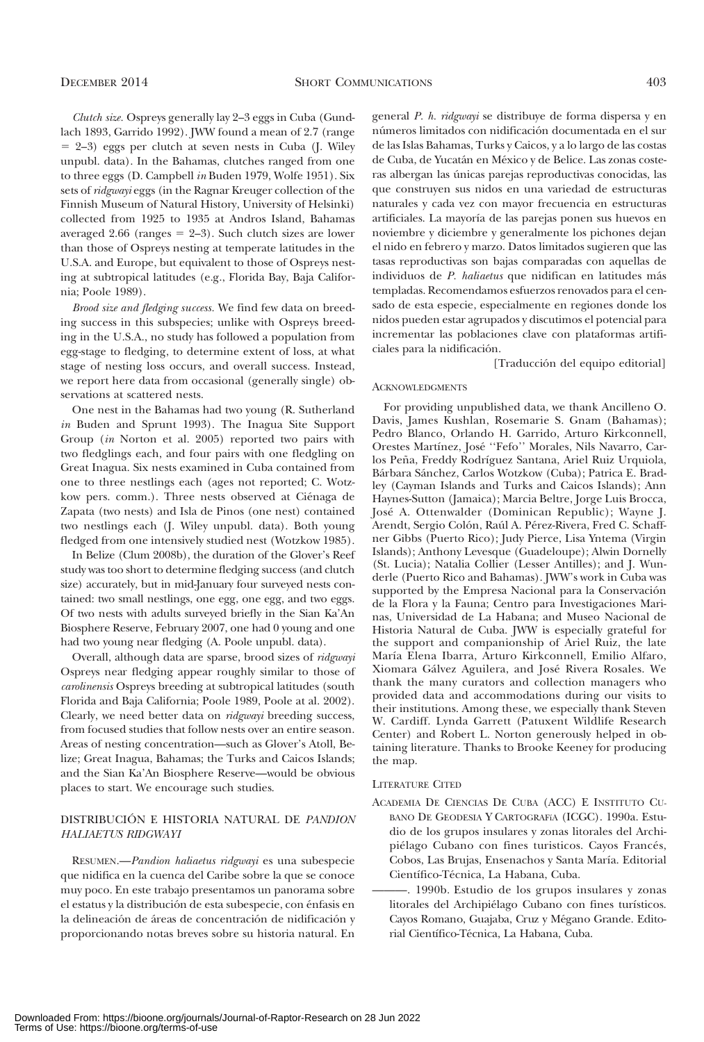*Clutch size.* Ospreys generally lay 2–3 eggs in Cuba (Gundlach 1893, Garrido 1992). JWW found a mean of 2.7 (range = 2–3) eggs per clutch at seven nests in Cuba (J. Wiley unpubl. data). In the Bahamas, clutches ranged from one to three eggs (D. Campbell *in* Buden 1979, Wolfe 1951). Six sets of *ridgwayi* eggs (in the Ragnar Kreuger collection of the Finnish Museum of Natural History, University of Helsinki) collected from 1925 to 1935 at Andros Island, Bahamas averaged 2.66 (ranges = 2–3). Such clutch sizes are lower than those of Ospreys nesting at temperate latitudes in the U.S.A. and Europe, but equivalent to those of Ospreys nesting at subtropical latitudes (e.g., Florida Bay, Baja California; Poole 1989).

*Brood size and fledging success.* We find few data on breeding success in this subspecies; unlike with Ospreys breeding in the U.S.A., no study has followed a population from egg-stage to fledging, to determine extent of loss, at what stage of nesting loss occurs, and overall success. Instead, we report here data from occasional (generally single) observations at scattered nests.

One nest in the Bahamas had two young (R. Sutherland *in* Buden and Sprunt 1993). The Inagua Site Support Group (*in* Norton et al. 2005) reported two pairs with two fledglings each, and four pairs with one fledgling on Great Inagua. Six nests examined in Cuba contained from one to three nestlings each (ages not reported; C. Wotzkow pers. comm.). Three nests observed at Ciénaga de Zapata (two nests) and Isla de Pinos (one nest) contained two nestlings each (J. Wiley unpubl. data). Both young fledged from one intensively studied nest (Wotzkow 1985).

In Belize (Clum 2008b), the duration of the Glover's Reef study was too short to determine fledging success (and clutch size) accurately, but in mid-January four surveyed nests contained: two small nestlings, one egg, one egg, and two eggs. Of two nests with adults surveyed briefly in the Sian Ka'An Biosphere Reserve, February 2007, one had 0 young and one had two young near fledging (A. Poole unpubl. data).

Overall, although data are sparse, brood sizes of *ridgwayi* Ospreys near fledging appear roughly similar to those of *carolinensis* Ospreys breeding at subtropical latitudes (south Florida and Baja California; Poole 1989, Poole at al. 2002). Clearly, we need better data on *ridgwayi* breeding success, from focused studies that follow nests over an entire season. Areas of nesting concentration—such as Glover's Atoll, Belize; Great Inagua, Bahamas; the Turks and Caicos Islands; and the Sian Ka'An Biosphere Reserve—would be obvious places to start. We encourage such studies.

## DISTRIBUCIÓN E HISTORIA NATURAL DE *PANDION HALIAETUS RIDGWAYI*

RESUMEN.—*Pandion haliaetus ridgwayi* es una subespecie que nidifica en la cuenca del Caribe sobre la que se conoce muy poco. En este trabajo presentamos un panorama sobre el estatus y la distribución de esta subespecie, con énfasis en la delineación de áreas de concentración de nidificación y proporcionando notas breves sobre su historia natural. En general *P. h. ridgwayi* se distribuye de forma dispersa y en números limitados con nidificación documentada en el sur de las Islas Bahamas, Turks y Caicos, y a lo largo de las costas de Cuba, de Yucatán en México y de Belice. Las zonas costeras albergan las únicas parejas reproductivas conocidas, las que construyen sus nidos en una variedad de estructuras naturales y cada vez con mayor frecuencia en estructuras artificiales. La mayoría de las parejas ponen sus huevos en noviembre y diciembre y generalmente los pichones dejan el nido en febrero y marzo. Datos limitados sugieren que las tasas reproductivas son bajas comparadas con aquellas de individuos de *P. haliaetus* que nidifican en latitudes más templadas. Recomendamos esfuerzos renovados para el censado de esta especie, especialmente en regiones donde los nidos pueden estar agrupados y discutimos el potencial para incrementar las poblaciones clave con plataformas artificiales para la nidificación.

[Traducción del equipo editorial]

### ACKNOWLEDGMENTS

For providing unpublished data, we thank Ancilleno O. Davis, James Kushlan, Rosemarie S. Gnam (Bahamas); Pedro Blanco, Orlando H. Garrido, Arturo Kirkconnell, Orestes Martínez, José ''Fefo'' Morales, Nils Navarro, Carlos Peña, Freddy Rodríguez Santana, Ariel Ruiz Urquiola, Bárbara Sánchez, Carlos Wotzkow (Cuba); Patrica E. Bradley (Cayman Islands and Turks and Caicos Islands); Ann Haynes-Sutton (Jamaica); Marcia Beltre, Jorge Luis Brocca, José A. Ottenwalder (Dominican Republic); Wayne J. Arendt, Sergio Colón, Raúl A. Pérez-Rivera, Fred C. Schaffner Gibbs (Puerto Rico); Judy Pierce, Lisa Yntema (Virgin Islands); Anthony Levesque (Guadeloupe); Alwin Dornelly (St. Lucia); Natalia Collier (Lesser Antilles); and J. Wunderle (Puerto Rico and Bahamas). JWW's work in Cuba was supported by the Empresa Nacional para la Conservación de la Flora y la Fauna; Centro para Investigaciones Marinas, Universidad de La Habana; and Museo Nacional de Historia Natural de Cuba. JWW is especially grateful for the support and companionship of Ariel Ruiz, the late María Elena Ibarra, Arturo Kirkconnell, Emilio Alfaro, Xiomara Gálvez Aguilera, and José Rivera Rosales. We thank the many curators and collection managers who provided data and accommodations during our visits to their institutions. Among these, we especially thank Steven W. Cardiff. Lynda Garrett (Patuxent Wildlife Research Center) and Robert L. Norton generously helped in obtaining literature. Thanks to Brooke Keeney for producing the map.

### LITERATURE CITED

ACADEMIA DE CIENCIAS DE CUBA (ACC) E INSTITUTO CUBANO DE GEODESIA Y CARTOGRAFÍA (ICGC). 1990a. Estudio de los grupos insulares y zonas litorales del Archipiélago Cubano con fines turisticos. Cayos Francés, Cobos, Las Brujas, Ensenachos y Santa María. Editorial Científico-Técnica, La Habana, Cuba.

———. 1990b. Estudio de los grupos insulares y zonas litorales del Archipiélago Cubano con fines turísticos. Cayos Romano, Guajaba, Cruz y Mégano Grande. Editorial Científico-Técnica, La Habana, Cuba.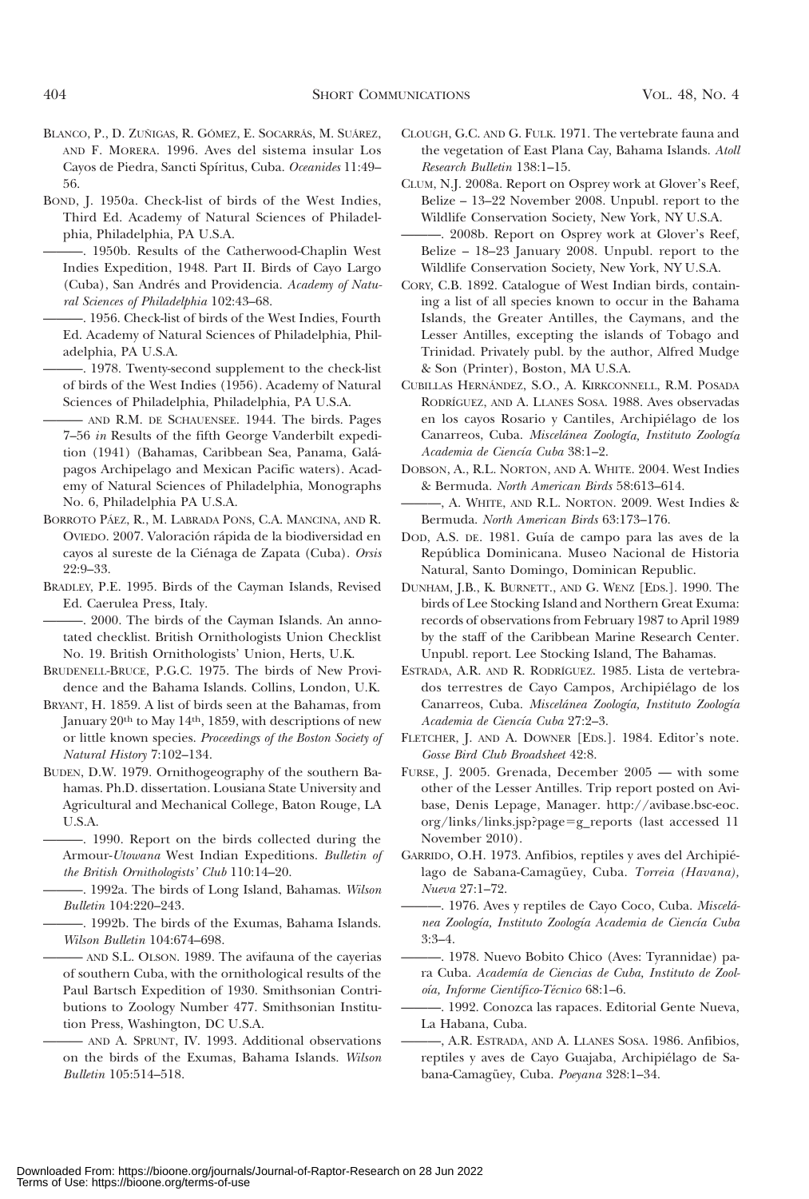BLANCO, P., D. ZUÑIGAS, R. GÓMEZ, E. SOCARRÁS, M. SUÁREZ, AND F. MORERA. 1996. Aves del sistema insular Los Cayos de Piedra, Sancti Spíritus, Cuba. *Oceanides* 11:49–56.

BOND, J. 1950a. Check-list of birds of the West Indies, Third Ed. Academy of Natural Sciences of Philadelphia, Philadelphia, PA U.S.A.

———. 1950b. Results of the Catherwood-Chaplin West Indies Expedition, 1948. Part II. Birds of Cayo Largo (Cuba), San Andrés and Providencia. *Academy of Natural Sciences of Philadelphia* 102:43–68.

———. 1956. Check-list of birds of the West Indies, Fourth Ed. Academy of Natural Sciences of Philadelphia, Philadelphia, PA U.S.A.

———. 1978. Twenty-second supplement to the check-list of birds of the West Indies (1956). Academy of Natural Sciences of Philadelphia, Philadelphia, PA U.S.A.

——— AND R.M. DE SCHAUENSEE. 1944. The birds. Pages 7–56 *in* Results of the fifth George Vanderbilt expedition (1941) (Bahamas, Caribbean Sea, Panama, Galápagos Archipelago and Mexican Pacific waters). Academy of Natural Sciences of Philadelphia, Monographs No. 6, Philadelphia PA U.S.A.

BORROTO PÁEZ, R., M. LABRADA PONS, C.A. MANCINA, AND R. OVIEDO. 2007. Valoración rápida de la biodiversidad en cayos al sureste de la Ciénaga de Zapata (Cuba). *Orsis* 22:9–33.

BRADLEY, P.E. 1995. Birds of the Cayman Islands, Revised Ed. Caerulea Press, Italy.

———. 2000. The birds of the Cayman Islands. An annotated checklist. British Ornithologists Union Checklist No. 19. British Ornithologists' Union, Herts, U.K.

BRUDENELL-BRUCE, P.G.C. 1975. The birds of New Providence and the Bahama Islands. Collins, London, U.K.

BRYANT, H. 1859. A list of birds seen at the Bahamas, from January 20th to May 14th, 1859, with descriptions of new or little known species. *Proceedings of the Boston Society of Natural History* 7:102–134.

BUDEN, D.W. 1979. Ornithogeography of the southern Bahamas. Ph.D. dissertation. Lousiana State University and Agricultural and Mechanical College, Baton Rouge, LA U.S.A.

———. 1990. Report on the birds collected during the Armour-*Utowana* West Indian Expeditions. *Bulletin of the British Ornithologists' Club* 110:14–20.

———. 1992a. The birds of Long Island, Bahamas. *Wilson Bulletin* 104:220–243.

———. 1992b. The birds of the Exumas, Bahama Islands. *Wilson Bulletin* 104:674–698.

——— AND S.L. OLSON. 1989. The avifauna of the cayerias of southern Cuba, with the ornithological results of the Paul Bartsch Expedition of 1930. Smithsonian Contributions to Zoology Number 477. Smithsonian Institution Press, Washington, DC U.S.A.

——— AND A. SPRUNT, IV. 1993. Additional observations on the birds of the Exumas, Bahama Islands. *Wilson Bulletin* 105:514–518.

CLOUGH, G.C. AND G. FULK. 1971. The vertebrate fauna and the vegetation of East Plana Cay, Bahama Islands. *Atoll Research Bulletin* 138:1–15.

CLUM, N.J. 2008a. Report on Osprey work at Glover's Reef, Belize – 13–22 November 2008. Unpubl. report to the Wildlife Conservation Society, New York, NY U.S.A.

———. 2008b. Report on Osprey work at Glover's Reef, Belize – 18–23 January 2008. Unpubl. report to the Wildlife Conservation Society, New York, NY U.S.A.

CORY, C.B. 1892. Catalogue of West Indian birds, containing a list of all species known to occur in the Bahama Islands, the Greater Antilles, the Caymans, and the Lesser Antilles, excepting the islands of Tobago and Trinidad. Privately publ. by the author, Alfred Mudge & Son (Printer), Boston, MA U.S.A.

CUBILLAS HERNÁNDEZ, S.O., A. KIRKCONNELL, R.M. POSADA RODRÍGUEZ, AND A. LLANES SOSA. 1988. Aves observadas en los cayos Rosario y Cantiles, Archipiélago de los Canarreos, Cuba. *Miscelánea Zoología, Instituto Zoología Academia de Ciencía Cuba* 38:1–2.

DOBSON, A., R.L. NORTON, AND A. WHITE. 2004. West Indies & Bermuda. *North American Birds* 58:613–614.

———, A. WHITE, AND R.L. NORTON. 2009. West Indies & Bermuda. *North American Birds* 63:173–176.

DOD, A.S. DE. 1981. Guía de campo para las aves de la República Dominicana. Museo Nacional de Historia Natural, Santo Domingo, Dominican Republic.

DUNHAM, J.B., K. BURNETT., AND G. WENZ [EDS.]. 1990. The birds of Lee Stocking Island and Northern Great Exuma: records of observations from February 1987 to April 1989 by the staff of the Caribbean Marine Research Center. Unpubl. report. Lee Stocking Island, The Bahamas.

ESTRADA, A.R. AND R. RODRÍGUEZ. 1985. Lista de vertebrados terrestres de Cayo Campos, Archipiélago de los Canarreos, Cuba. *Miscelánea Zoología, Instituto Zoología Academia de Ciencía Cuba* 27:2–3.

FLETCHER, J. AND A. DOWNER [EDS.]. 1984. Editor's note. *Gosse Bird Club Broadsheet* 42:8.

FURSE, J. 2005. Grenada, December 2005 — with some other of the Lesser Antilles. Trip report posted on Avibase, Denis Lepage, Manager. http://avibase.bsc-eoc.org/links/links.jsp?page=g_reports (last accessed 11 November 2010).

GARRIDO, O.H. 1973. Anfibios, reptiles y aves del Archipiélago de Sabana-Camagüey, Cuba. *Torreia (Havana), Nueva* 27:1–72.

———. 1976. Aves y reptiles de Cayo Coco, Cuba. *Miscelánea Zoología, Instituto Zoología Academia de Ciencía Cuba* 3:3–4.

———. 1978. Nuevo Bobito Chico (Aves: Tyrannidae) para Cuba. *Academía de Ciencias de Cuba, Instituto de Zooloía, Informe Científico-Técnico* 68:1–6.

———. 1992. Conozca las rapaces. Editorial Gente Nueva, La Habana, Cuba.

———, A.R. ESTRADA, AND A. LLANES SOSA. 1986. Anfibios, reptiles y aves de Cayo Guajaba, Archipiélago de Sabana-Camagüey, Cuba. *Poeyana* 328:1–34.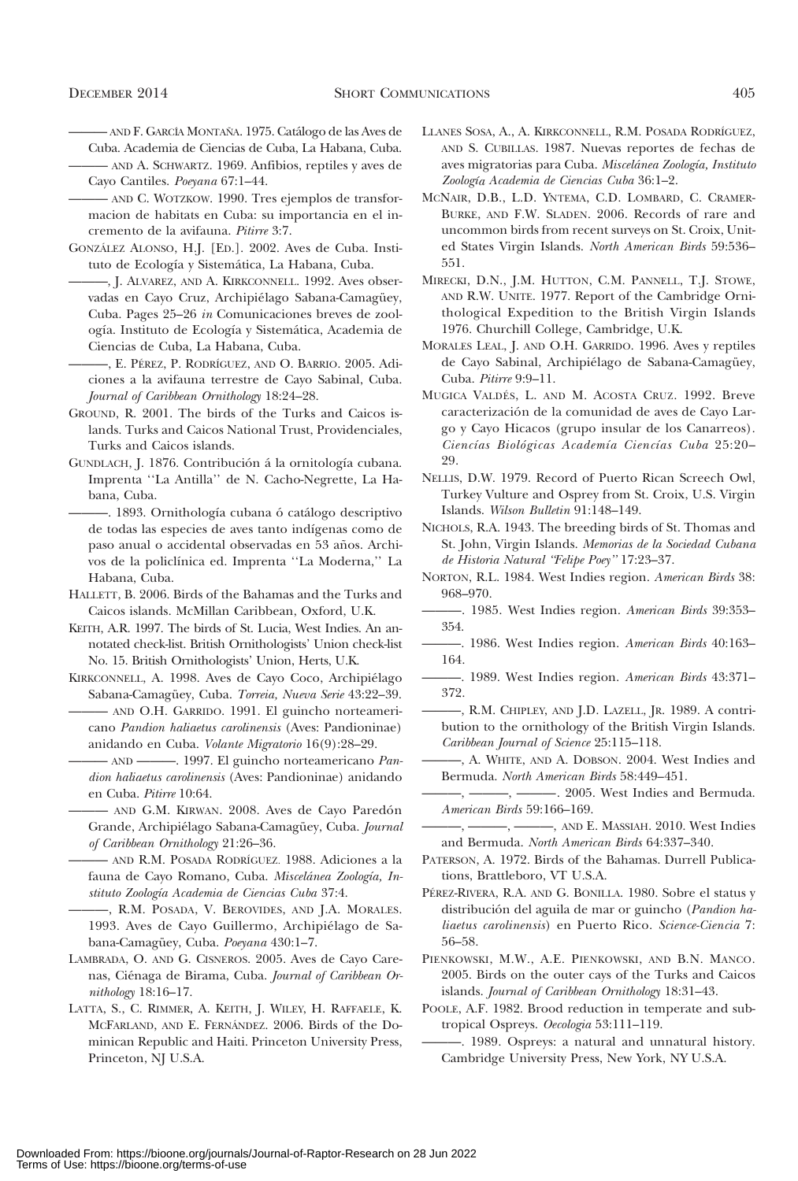——— AND F. GARCÍA MONTAÑA. 1975. Catálogo de las Aves de Cuba. Academia de Ciencias de Cuba, La Habana, Cuba.

——— AND A. SCHWARTZ. 1969. Anfibios, reptiles y aves de Cayo Cantiles. *Poeyana* 67:1–44.

——— AND C. WOTZKOW. 1990. Tres ejemplos de transformacion de habitats en Cuba: su importancia en el incremento de la avifauna. *Pitirre* 3:7.

GONZÁLEZ ALONSO, H.J. [ED.]. 2002. Aves de Cuba. Instituto de Ecología y Sistemática, La Habana, Cuba.

———, J. ALVAREZ, AND A. KIRKCONNELL. 1992. Aves observadas en Cayo Cruz, Archipiélago Sabana-Camagüey, Cuba. Pages 25–26 *in* Comunicaciones breves de zoología. Instituto de Ecología y Sistemática, Academia de Ciencias de Cuba, La Habana, Cuba.

———, E. PÉREZ, P. RODRÍGUEZ, AND O. BARRIO. 2005. Adiciones a la avifauna terrestre de Cayo Sabinal, Cuba. *Journal of Caribbean Ornithology* 18:24–28.

GROUND, R. 2001. The birds of the Turks and Caicos islands. Turks and Caicos National Trust, Providenciales, Turks and Caicos islands.

GUNDLACH, J. 1876. Contribución á la ornitología cubana. Imprenta ''La Antilla'' de N. Cacho-Negrette, La Habana, Cuba.

———. 1893. Ornithología cubana ó catálogo descriptivo de todas las especies de aves tanto indígenas como de paso anual o accidental observadas en 53 años. Archivos de la policlínica ed. Imprenta ''La Moderna,'' La Habana, Cuba.

HALLETT, B. 2006. Birds of the Bahamas and the Turks and Caicos islands. McMillan Caribbean, Oxford, U.K.

KEITH, A.R. 1997. The birds of St. Lucia, West Indies. An annotated check-list. British Ornithologists' Union check-list No. 15. British Ornithologists' Union, Herts, U.K.

KIRKCONNELL, A. 1998. Aves de Cayo Coco, Archipiélago Sabana-Camagüey, Cuba. *Torreia, Nueva Serie* 43:22–39.

——— AND O.H. GARRIDO. 1991. El guincho norteamericano *Pandion haliaetus carolinensis* (Aves: Pandioninae) anidando en Cuba. *Volante Migratorio* 16(9):28–29.

——— AND ———. 1997. El guincho norteamericano *Pandion haliaetus carolinensis* (Aves: Pandioninae) anidando en Cuba. *Pitirre* 10:64.

——— AND G.M. KIRWAN. 2008. Aves de Cayo Paredón Grande, Archipiélago Sabana-Camagüey, Cuba. *Journal of Caribbean Ornithology* 21:26–36.

——— AND R.M. POSADA RODRÍGUEZ. 1988. Adiciones a la fauna de Cayo Romano, Cuba. *Miscelánea Zoología, Instituto Zoología Academia de Ciencias Cuba* 37:4.

———, R.M. POSADA, V. BEROVIDES, AND J.A. MORALES. 1993. Aves de Cayo Guillermo, Archipiélago de Sabana-Camagüey, Cuba. *Poeyana* 430:1–7.

LAMBRADA, O. AND G. CISNEROS. 2005. Aves de Cayo Carenas, Ciénaga de Birama, Cuba. *Journal of Caribbean Ornithology* 18:16–17.

LATTA, S., C. RIMMER, A. KEITH, J. WILEY, H. RAFFAELE, K. MCFARLAND, AND E. FERNÁNDEZ. 2006. Birds of the Dominican Republic and Haiti. Princeton University Press, Princeton, NJ U.S.A.

LLANES SOSA, A., A. KIRKCONNELL, R.M. POSADA RODRÍGUEZ, AND S. CUBILLAS. 1987. Nuevas reportes de fechas de aves migratorias para Cuba. *Miscelánea Zoología, Instituto Zoología Academia de Ciencias Cuba* 36:1–2.

MCNAIR, D.B., L.D. YNTEMA, C.D. LOMBARD, C. CRAMER-BURKE, AND F.W. SLADEN. 2006. Records of rare and uncommon birds from recent surveys on St. Croix, United States Virgin Islands. *North American Birds* 59:536–551.

MIRECKI, D.N., J.M. HUTTON, C.M. PANNELL, T.J. STOWE, AND R.W. UNITE. 1977. Report of the Cambridge Ornithological Expedition to the British Virgin Islands 1976. Churchill College, Cambridge, U.K.

MORALES LEAL, J. AND O.H. GARRIDO. 1996. Aves y reptiles de Cayo Sabinal, Archipiélago de Sabana-Camagüey, Cuba. *Pitirre* 9:9–11.

MUGICA VALDÉS, L. AND M. ACOSTA CRUZ. 1992. Breve caracterización de la comunidad de aves de Cayo Largo y Cayo Hicacos (grupo insular de los Canarreos). *Ciencías Biológicas Academía Ciencías Cuba* 25:20–29.

NELLIS, D.W. 1979. Record of Puerto Rican Screech Owl, Turkey Vulture and Osprey from St. Croix, U.S. Virgin Islands. *Wilson Bulletin* 91:148–149.

NICHOLS, R.A. 1943. The breeding birds of St. Thomas and St. John, Virgin Islands. *Memorias de la Sociedad Cubana de Historia Natural ''Felipe Poey''* 17:23–37.

NORTON, R.L. 1984. West Indies region. *American Birds* 38: 968–970.

———. 1985. West Indies region. *American Birds* 39:353–354.

———. 1986. West Indies region. *American Birds* 40:163–164.

———. 1989. West Indies region. *American Birds* 43:371–372.

———, R.M. CHIPLEY, AND J.D. LAZELL, JR. 1989. A contribution to the ornithology of the British Virgin Islands. *Caribbean Journal of Science* 25:115–118.

———, A. WHITE, AND A. DOBSON. 2004. West Indies and Bermuda. *North American Birds* 58:449–451.

———, ———, ———. 2005. West Indies and Bermuda. *American Birds* 59:166–169.

———, ———, ———, AND E. MASSIAH. 2010. West Indies and Bermuda. *North American Birds* 64:337–340.

PATERSON, A. 1972. Birds of the Bahamas. Durrell Publications, Brattleboro, VT U.S.A.

PÉREZ-RIVERA, R.A. AND G. BONILLA. 1980. Sobre el status y distribución del aguila de mar or guincho (*Pandion haliaetus carolinensis*) en Puerto Rico. *Science-Ciencia* 7: 56–58.

PIENKOWSKI, M.W., A.E. PIENKOWSKI, AND B.N. MANCO. 2005. Birds on the outer cays of the Turks and Caicos islands. *Journal of Caribbean Ornithology* 18:31–43.

POOLE, A.F. 1982. Brood reduction in temperate and subtropical Ospreys. *Oecologia* 53:111–119.

———. 1989. Ospreys: a natural and unnatural history. Cambridge University Press, New York, NY U.S.A.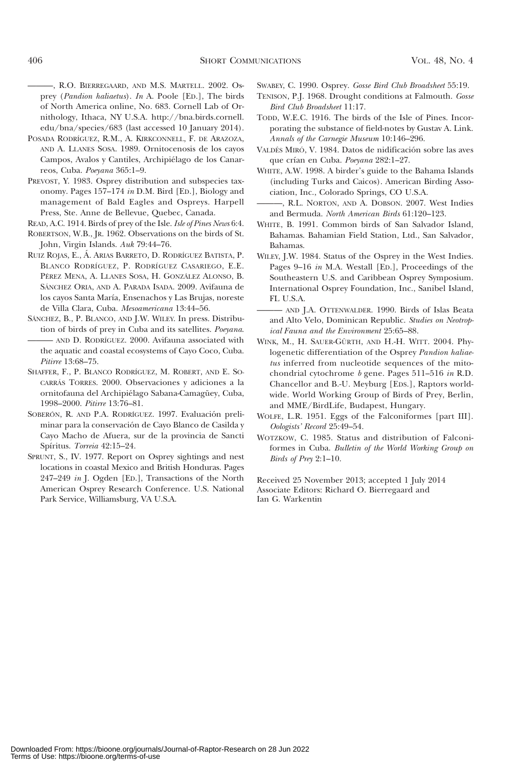———, R.O. Bierregaard, and M.S. Martell. 2002. Osprey (*Pandion haliaetus*). *In* A. Poole [Ed.], The birds of North America online, No. 683. Cornell Lab of Ornithology, Ithaca, NY U.S.A. http://bna.birds.cornell.edu/bna/species/683 (last accessed 10 January 2014).

Posada Rodríguez, R.M., A. Kirkconnell, F. de Arazoza, and A. Llanes Sosa. 1989. Ornitocenosis de los cayos Campos, Avalos y Cantiles, Archipiélago de los Canarreos, Cuba. *Poeyana* 365:1–9.

Prevost, Y. 1983. Osprey distribution and subspecies taxonomy. Pages 157–174 *in* D.M. Bird [Ed.], Biology and management of Bald Eagles and Ospreys. Harpell Press, Ste. Anne de Bellevue, Quebec, Canada.

Read, A.C. 1914. Birds of prey of the Isle. *Isle of Pines News* 6:4.

Robertson, W.B., Jr. 1962. Observations on the birds of St. John, Virgin Islands. *Auk* 79:44–76.

Ruiz Rojas, E., Á. Arias Barreto, D. Rodríguez Batista, P. Blanco Rodríguez, P. Rodríguez Casariego, E.E. Pérez Mena, A. Llanes Sosa, H. González Alonso, B. Sánchez Oria, and A. Parada Isada. 2009. Avifauna de los cayos Santa María, Ensenachos y Las Brujas, noreste de Villa Clara, Cuba. *Mesoamericana* 13:44–56.

Sánchez, B., P. Blanco, and J.W. Wiley. In press. Distribution of birds of prey in Cuba and its satellites. *Poeyana.*

——— and D. Rodríguez. 2000. Avifauna associated with the aquatic and coastal ecosystems of Cayo Coco, Cuba. *Pitirre* 13:68–75.

Shaffer, F., P. Blanco Rodríguez, M. Robert, and E. Socarrás Torres. 2000. Observaciones y adiciones a la ornitofauna del Archipiélago Sabana-Camagüey, Cuba, 1998–2000. *Pitirre* 13:76–81.

Soberón, R. and P.A. Rodríguez. 1997. Evaluación preliminar para la conservación de Cayo Blanco de Casilda y Cayo Macho de Afuera, sur de la provincia de Sancti Spíritus. *Torreia* 42:15–24.

Sprunt, S., IV. 1977. Report on Osprey sightings and nest locations in coastal Mexico and British Honduras. Pages 247–249 *in* J. Ogden [Ed.], Transactions of the North American Osprey Research Conference. U.S. National Park Service, Williamsburg, VA U.S.A.

Swabey, C. 1990. Osprey. *Gosse Bird Club Broadsheet* 55:19.

Tenison, P.J. 1968. Drought conditions at Falmouth. *Gosse Bird Club Broadsheet* 11:17.

Todd, W.E.C. 1916. The birds of the Isle of Pines. Incorporating the substance of field-notes by Gustav A. Link. *Annals of the Carnegie Museum* 10:146–296.

Valdés Miró, V. 1984. Datos de nidificación sobre las aves que crían en Cuba. *Poeyana* 282:1–27.

White, A.W. 1998. A birder's guide to the Bahama Islands (including Turks and Caicos). American Birding Association, Inc., Colorado Springs, CO U.S.A.

———, R.L. Norton, and A. Dobson. 2007. West Indies and Bermuda. *North American Birds* 61:120–123.

White, B. 1991. Common birds of San Salvador Island, Bahamas. Bahamian Field Station, Ltd., San Salvador, Bahamas.

Wiley, J.W. 1984. Status of the Osprey in the West Indies. Pages 9–16 *in* M.A. Westall [Ed.], Proceedings of the Southeastern U.S. and Caribbean Osprey Symposium. International Osprey Foundation, Inc., Sanibel Island, FL U.S.A.

——— and J.A. Ottenwalder. 1990. Birds of Islas Beata and Alto Velo, Dominican Republic. *Studies on Neotropical Fauna and the Environment* 25:65–88.

Wink, M., H. Sauer-Gürth, and H.-H. Witt. 2004. Phylogenetic differentiation of the Osprey *Pandion haliaetus* inferred from nucleotide sequences of the mitochondrial cytochrome *b* gene. Pages 511–516 *in* R.D. Chancellor and B.-U. Meyburg [Eds.], Raptors worldwide. World Working Group of Birds of Prey, Berlin, and MME/BirdLife, Budapest, Hungary.

Wolfe, L.R. 1951. Eggs of the Falconiformes [part III]. *Oologists' Record* 25:49–54.

Wotzkow, C. 1985. Status and distribution of Falconiformes in Cuba. *Bulletin of the World Working Group on Birds of Prey* 2:1–10.

Received 25 November 2013; accepted 1 July 2014
Associate Editors: Richard O. Bierregaard and Ian G. Warkentin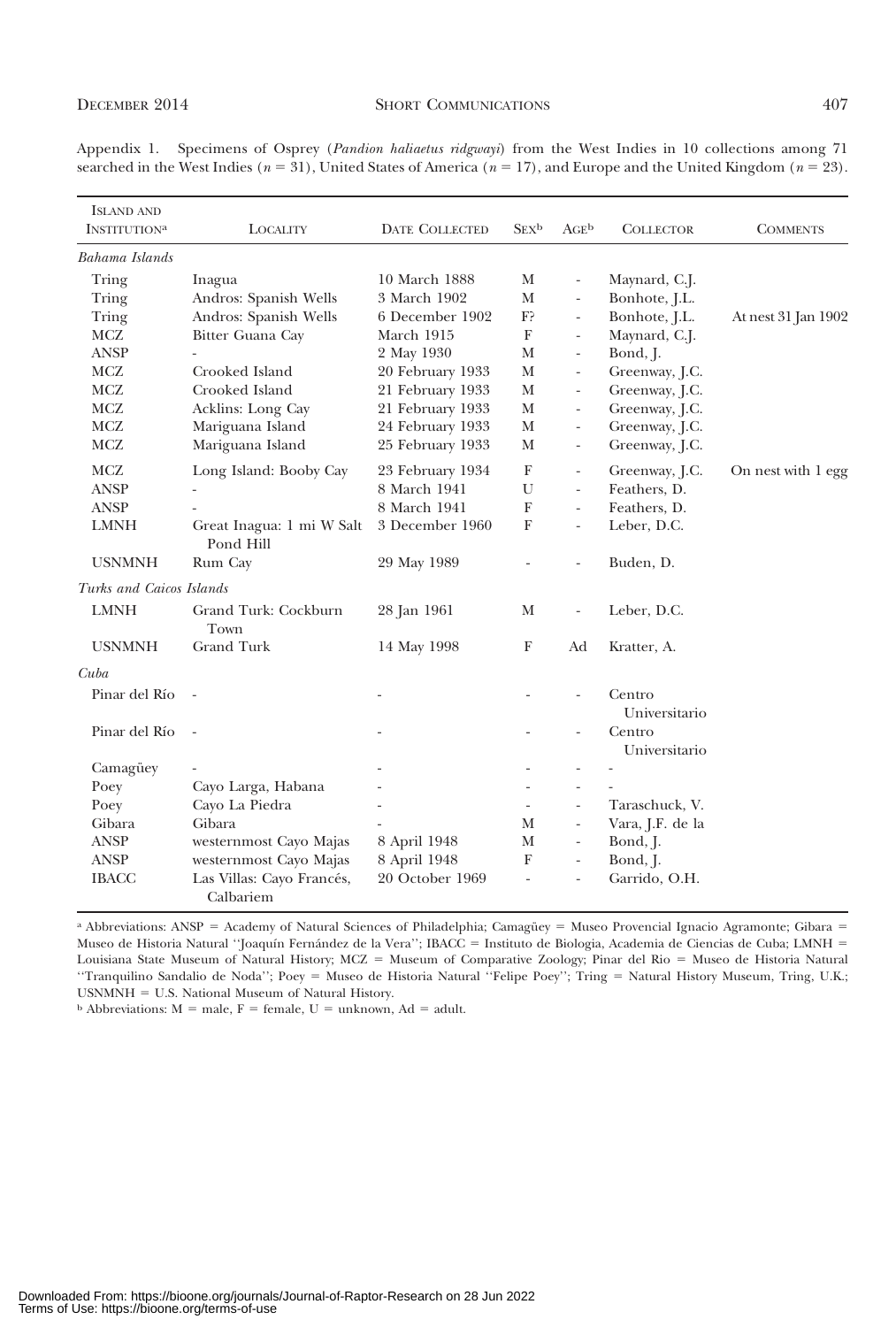Appendix 1. Specimens of Osprey (*Pandion haliaetus ridgwayi*) from the West Indies in 10 collections among 71 searched in the West Indies ($n = 31$), United States of America ($n = 17$), and Europe and the United Kingdom ($n = 23$).

| Island and Institution[a] | Locality | Date Collected | Sex[b] | Age[b] | Collector | Comments |
|---|---|---|---|---|---|---|
| *Bahama Islands* | | | | | | |
| Tring | Inagua | 10 March 1888 | M | - | Maynard, C.J. | |
| Tring | Andros: Spanish Wells | 3 March 1902 | M | - | Bonhote, J.L. | |
| Tring | Andros: Spanish Wells | 6 December 1902 | F? | - | Bonhote, J.L. | At nest 31 Jan 1902 |
| MCZ | Bitter Guana Cay | March 1915 | F | - | Maynard, C.J. | |
| ANSP | - | 2 May 1930 | M | - | Bond, J. | |
| MCZ | Crooked Island | 20 February 1933 | M | - | Greenway, J.C. | |
| MCZ | Crooked Island | 21 February 1933 | M | - | Greenway, J.C. | |
| MCZ | Acklins: Long Cay | 21 February 1933 | M | - | Greenway, J.C. | |
| MCZ | Mariguana Island | 24 February 1933 | M | - | Greenway, J.C. | |
| MCZ | Mariguana Island | 25 February 1933 | M | - | Greenway, J.C. | |
| MCZ | Long Island: Booby Cay | 23 February 1934 | F | - | Greenway, J.C. | On nest with 1 egg |
| ANSP | - | 8 March 1941 | U | - | Feathers, D. | |
| ANSP | - | 8 March 1941 | F | - | Feathers, D. | |
| LMNH | Great Inagua: 1 mi W Salt Pond Hill | 3 December 1960 | F | - | Leber, D.C. | |
| USNMNH | Rum Cay | 29 May 1989 | - | - | Buden, D. | |
| *Turks and Caicos Islands* | | | | | | |
| LMNH | Grand Turk: Cockburn Town | 28 Jan 1961 | M | - | Leber, D.C. | |
| USNMNH | Grand Turk | 14 May 1998 | F | Ad | Kratter, A. | |
| *Cuba* | | | | | | |
| Pinar del Río | - | - | - | - | Centro Universitario | |
| Pinar del Río | - | - | - | - | Centro Universitario | |
| Camagüey | - | - | - | - | - | |
| Poey | Cayo Larga, Habana | - | - | - | - | |
| Poey | Cayo La Piedra | - | - | - | Taraschuck, V. | |
| Gibara | Gibara | - | M | - | Vara, J.F. de la | |
| ANSP | westernmost Cayo Majas | 8 April 1948 | M | - | Bond, J. | |
| ANSP | westernmost Cayo Majas | 8 April 1948 | F | - | Bond, J. | |
| IBACC | Las Villas: Cayo Francés, Calbariem | 20 October 1969 | - | - | Garrido, O.H. | |

[a] Abbreviations: ANSP = Academy of Natural Sciences of Philadelphia; Camagüey = Museo Provencial Ignacio Agramonte; Gibara = Museo de Historia Natural ''Joaquín Fernández de la Vera''; IBACC = Instituto de Biologia, Academia de Ciencias de Cuba; LMNH = Louisiana State Museum of Natural History; MCZ = Museum of Comparative Zoology; Pinar del Rio = Museo de Historia Natural ''Tranquilino Sandalio de Noda''; Poey = Museo de Historia Natural ''Felipe Poey''; Tring = Natural History Museum, Tring, U.K.; USNMNH = U.S. National Museum of Natural History.

[b] Abbreviations: M = male, F = female, U = unknown, Ad = adult.